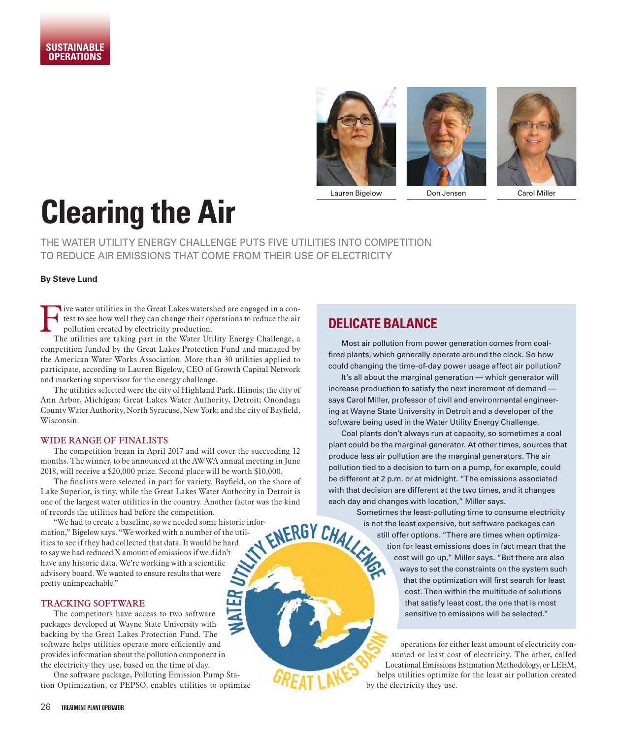SUSTAINABLE OPERATIONS

Lauren Bigelow | Don Jensen | Carol Miller

# Clearing the Air

THE WATER UTILITY ENERGY CHALLENGE PUTS FIVE UTILITIES INTO COMPETITION TO REDUCE AIR EMISSIONS THAT COME FROM THEIR USE OF ELECTRICITY

**By Steve Lund**

Five water utilities in the Great Lakes watershed are engaged in a contest to see how well they can change their operations to reduce the air pollution created by electricity production.

The utilities are taking part in the Water Utility Energy Challenge, a competition funded by the Great Lakes Protection Fund and managed by the American Water Works Association. More than 30 utilities applied to participate, according to Lauren Bigelow, CEO of Growth Capital Network and marketing supervisor for the energy challenge.

The utilities selected were the city of Highland Park, Illinois; the city of Ann Arbor, Michigan; Great Lakes Water Authority, Detroit; Onondaga County Water Authority, North Syracuse, New York; and the city of Bayfield, Wisconsin.

### WIDE RANGE OF FINALISTS

The competition began in April 2017 and will cover the succeeding 12 months. The winner, to be announced at the AWWA annual meeting in June 2018, will receive a $20,000 prize. Second place will be worth $10,000.

The finalists were selected in part for variety. Bayfield, on the shore of Lake Superior, is tiny, while the Great Lakes Water Authority in Detroit is one of the largest water utilities in the country. Another factor was the kind of records the utilities had before the competition.

"We had to create a baseline, so we needed some historic information," Bigelow says. "We worked with a number of the utilities to see if they had collected that data. It would be hard to say we had reduced X amount of emissions if we didn't have any historic data. We're working with a scientific advisory board. We wanted to ensure results that were pretty unimpeachable."

### TRACKING SOFTWARE

The competitors have access to two software packages developed at Wayne State University with backing by the Great Lakes Protection Fund. The software helps utilities operate more efficiently and provides information about the pollution component in the electricity they use, based on the time of day.

One software package, Polluting Emission Pump Station Optimization, or PEPSO, enables utilities to optimize operations for either least amount of electricity consumed or least cost of electricity. The other, called Locational Emissions Estimation Methodology, or LEEM, helps utilities optimize for the least air pollution created by the electricity they use.

## DELICATE BALANCE

Most air pollution from power generation comes from coal-fired plants, which generally operate around the clock. So how could changing the time-of-day power usage affect air pollution?

It's all about the marginal generation — which generator will increase production to satisfy the next increment of demand — says Carol Miller, professor of civil and environmental engineering at Wayne State University in Detroit and a developer of the software being used in the Water Utility Energy Challenge.

Coal plants don't always run at capacity, so sometimes a coal plant could be the marginal generator. At other times, sources that produce less air pollution are the marginal generators. The air pollution tied to a decision to turn on a pump, for example, could be different at 2 p.m. or at midnight. "The emissions associated with that decision are different at the two times, and it changes each day and changes with location," Miller says.

Sometimes the least-polluting time to consume electricity is not the least expensive, but software packages can still offer options. "There are times when optimization for least emissions does in fact mean that the cost will go up," Miller says. "But there are also ways to set the constraints on the system such that the optimization will first search for least cost. Then within the multitude of solutions that satisfy least cost, the one that is most sensitive to emissions will be selected."

WATER UTILITY ENERGY CHALLENGE — GREAT LAKES BASIN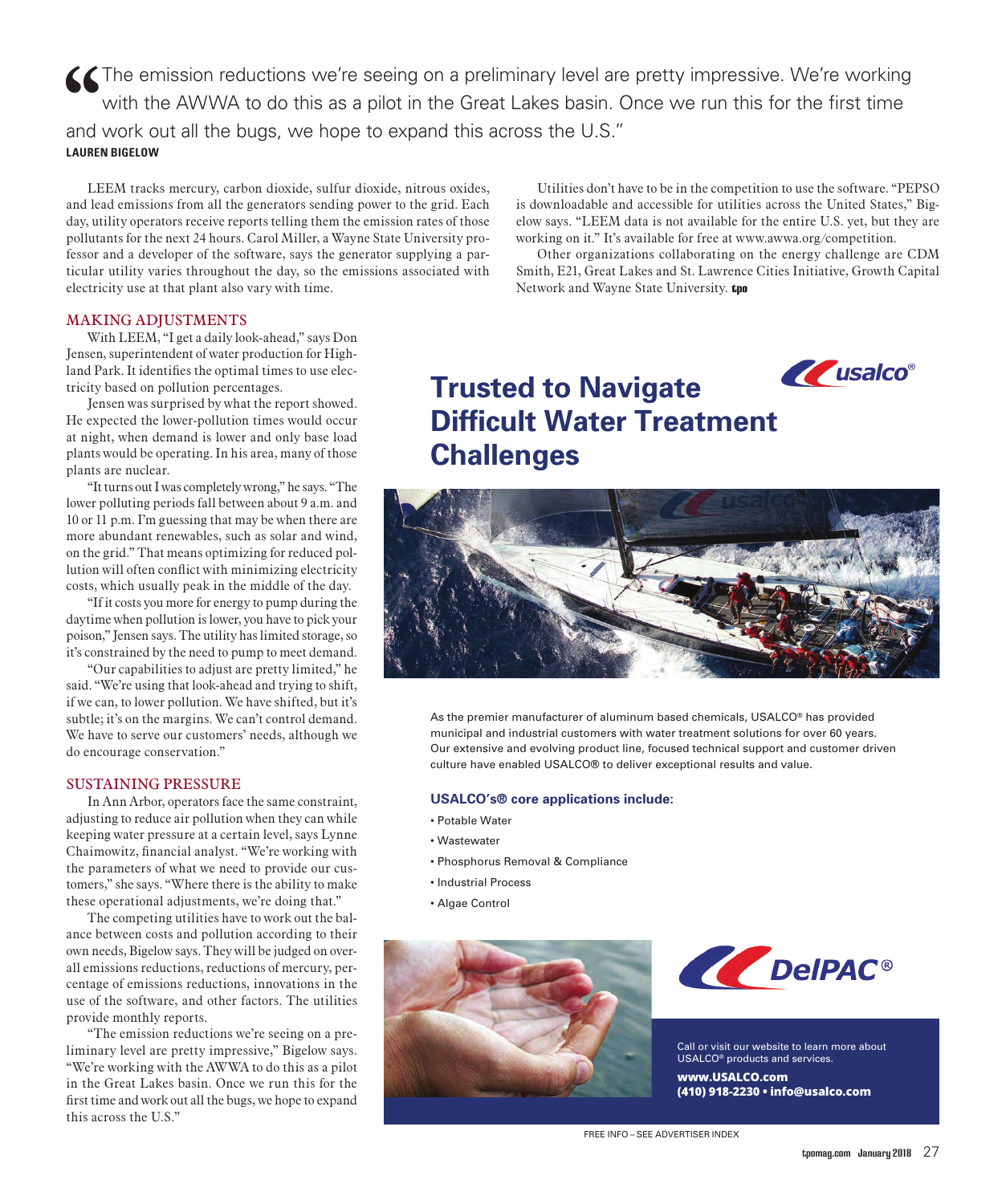> "The emission reductions we're seeing on a preliminary level are pretty impressive. We're working with the AWWA to do this as a pilot in the Great Lakes basin. Once we run this for the first time and work out all the bugs, we hope to expand this across the U.S."
>
> **LAUREN BIGELOW**

LEEM tracks mercury, carbon dioxide, sulfur dioxide, nitrous oxides, and lead emissions from all the generators sending power to the grid. Each day, utility operators receive reports telling them the emission rates of those pollutants for the next 24 hours. Carol Miller, a Wayne State University professor and a developer of the software, says the generator supplying a particular utility varies throughout the day, so the emissions associated with electricity use at that plant also vary with time.

## MAKING ADJUSTMENTS

With LEEM, "I get a daily look-ahead," says Don Jensen, superintendent of water production for Highland Park. It identifies the optimal times to use electricity based on pollution percentages.

Jensen was surprised by what the report showed. He expected the lower-pollution times would occur at night, when demand is lower and only base load plants would be operating. In his area, many of those plants are nuclear.

"It turns out I was completely wrong," he says. "The lower polluting periods fall between about 9 a.m. and 10 or 11 p.m. I'm guessing that may be when there are more abundant renewables, such as solar and wind, on the grid." That means optimizing for reduced pollution will often conflict with minimizing electricity costs, which usually peak in the middle of the day.

"If it costs you more for energy to pump during the daytime when pollution is lower, you have to pick your poison," Jensen says. The utility has limited storage, so it's constrained by the need to pump to meet demand.

"Our capabilities to adjust are pretty limited," he said. "We're using that look-ahead and trying to shift, if we can, to lower pollution. We have shifted, but it's subtle; it's on the margins. We can't control demand. We have to serve our customers' needs, although we do encourage conservation."

## SUSTAINING PRESSURE

In Ann Arbor, operators face the same constraint, adjusting to reduce air pollution when they can while keeping water pressure at a certain level, says Lynne Chaimowitz, financial analyst. "We're working with the parameters of what we need to provide our customers," she says. "Where there is the ability to make these operational adjustments, we're doing that."

The competing utilities have to work out the balance between costs and pollution according to their own needs, Bigelow says. They will be judged on overall emissions reductions, reductions of mercury, percentage of emissions reductions, innovations in the use of the software, and other factors. The utilities provide monthly reports.

"The emission reductions we're seeing on a preliminary level are pretty impressive," Bigelow says. "We're working with the AWWA to do this as a pilot in the Great Lakes basin. Once we run this for the first time and work out all the bugs, we hope to expand this across the U.S."

Utilities don't have to be in the competition to use the software. "PEPSO is downloadable and accessible for utilities across the United States," Bigelow says. "LEEM data is not available for the entire U.S. yet, but they are working on it." It's available for free at www.awwa.org/competition.

Other organizations collaborating on the energy challenge are CDM Smith, E21, Great Lakes and St. Lawrence Cities Initiative, Growth Capital Network and Wayne State University. tpo

---

usalco®

## Trusted to Navigate Difficult Water Treatment Challenges

As the premier manufacturer of aluminum based chemicals, USALCO® has provided municipal and industrial customers with water treatment solutions for over 60 years. Our extensive and evolving product line, focused technical support and customer driven culture have enabled USALCO® to deliver exceptional results and value.

**USALCO's® core applications include:**

- Potable Water
- Wastewater
- Phosphorus Removal & Compliance
- Industrial Process
- Algae Control

DelPAC®

Call or visit our website to learn more about USALCO® products and services.

**www.USALCO.com**
**(410) 918-2230 • info@usalco.com**

FREE INFO – SEE ADVERTISER INDEX